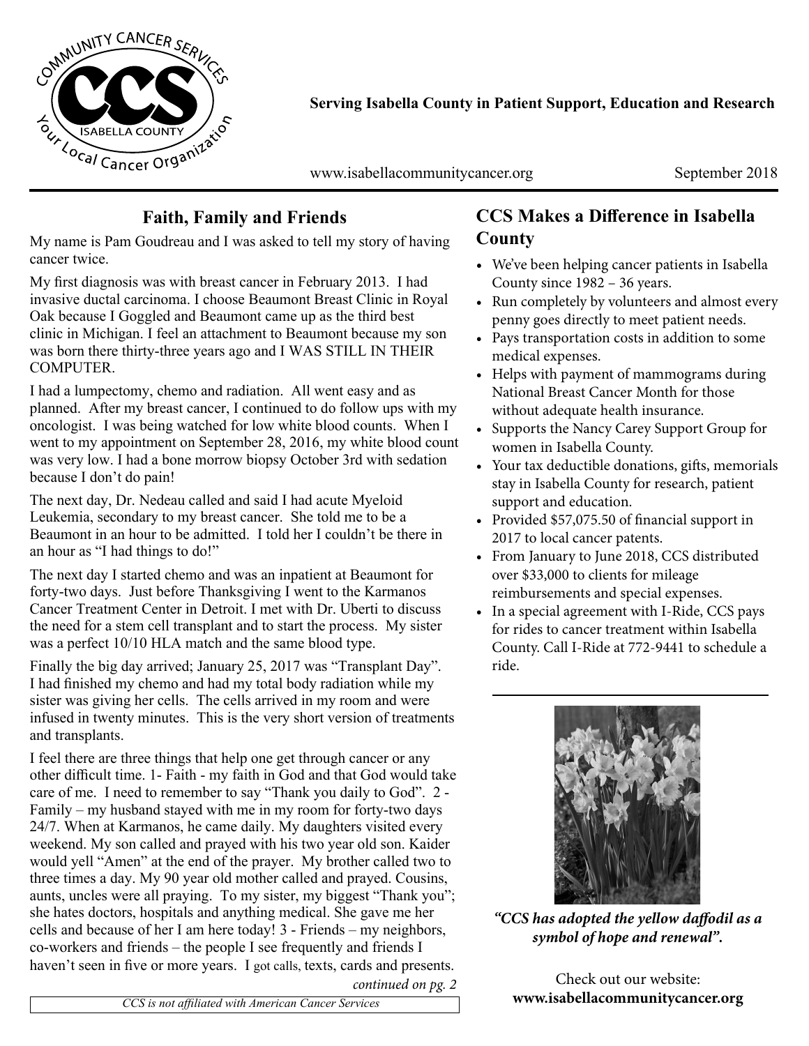**Serving Isabella County in Patient Support, Education and Research**

www.isabellacommunitycancer.org September 2018

## Faith, Family and Friends

My name is Pam Goudreau and I was asked to tell my story of having cancer twice.

My first diagnosis was with breast cancer in February 2013. I had invasive ductal carcinoma. I choose Beaumont Breast Clinic in Royal Oak because I Goggled and Beaumont came up as the third best clinic in Michigan. I feel an attachment to Beaumont because my son was born there thirty-three years ago and I WAS STILL IN THEIR COMPUTER.

I had a lumpectomy, chemo and radiation. All went easy and as planned. After my breast cancer, I continued to do follow ups with my oncologist. I was being watched for low white blood counts. When I went to my appointment on September 28, 2016, my white blood count was very low. I had a bone morrow biopsy October 3rd with sedation because I don't do pain!

The next day, Dr. Nedeau called and said I had acute Myeloid Leukemia, secondary to my breast cancer. She told me to be a Beaumont in an hour to be admitted. I told her I couldn't be there in an hour as "I had things to do!"

The next day I started chemo and was an inpatient at Beaumont for forty-two days. Just before Thanksgiving I went to the Karmanos Cancer Treatment Center in Detroit. I met with Dr. Uberti to discuss the need for a stem cell transplant and to start the process. My sister was a perfect 10/10 HLA match and the same blood type.

Finally the big day arrived; January 25, 2017 was "Transplant Day". I had finished my chemo and had my total body radiation while my sister was giving her cells. The cells arrived in my room and were infused in twenty minutes. This is the very short version of treatments and transplants.

I feel there are three things that help one get through cancer or any other difficult time. 1- Faith - my faith in God and that God would take care of me. I need to remember to say "Thank you daily to God". 2 - Family – my husband stayed with me in my room for forty-two days 24/7. When at Karmanos, he came daily. My daughters visited every weekend. My son called and prayed with his two year old son. Kaider would yell "Amen" at the end of the prayer. My brother called two to three times a day. My 90 year old mother called and prayed. Cousins, aunts, uncles were all praying. To my sister, my biggest "Thank you"; she hates doctors, hospitals and anything medical. She gave me her cells and because of her I am here today! 3 - Friends – my neighbors, co-workers and friends – the people I see frequently and friends I haven't seen in five or more years. I got calls, texts, cards and presents.

*continued on pg. 2*

*CCS is not affiliated with American Cancer Services*

## CCS Makes a Difference in Isabella County

- We've been helping cancer patients in Isabella County since 1982 – 36 years.
- Run completely by volunteers and almost every penny goes directly to meet patient needs.
- Pays transportation costs in addition to some medical expenses.
- Helps with payment of mammograms during National Breast Cancer Month for those without adequate health insurance.
- Supports the Nancy Carey Support Group for women in Isabella County.
- Your tax deductible donations, gifts, memorials stay in Isabella County for research, patient support and education.
- Provided $57,075.50 of financial support in 2017 to local cancer patents.
- From January to June 2018, CCS distributed over $33,000 to clients for mileage reimbursements and special expenses.
- In a special agreement with I-Ride, CCS pays for rides to cancer treatment within Isabella County. Call I-Ride at 772-9441 to schedule a ride.

***"CCS has adopted the yellow daffodil as a symbol of hope and renewal".***

Check out our website:
**www.isabellacommunitycancer.org**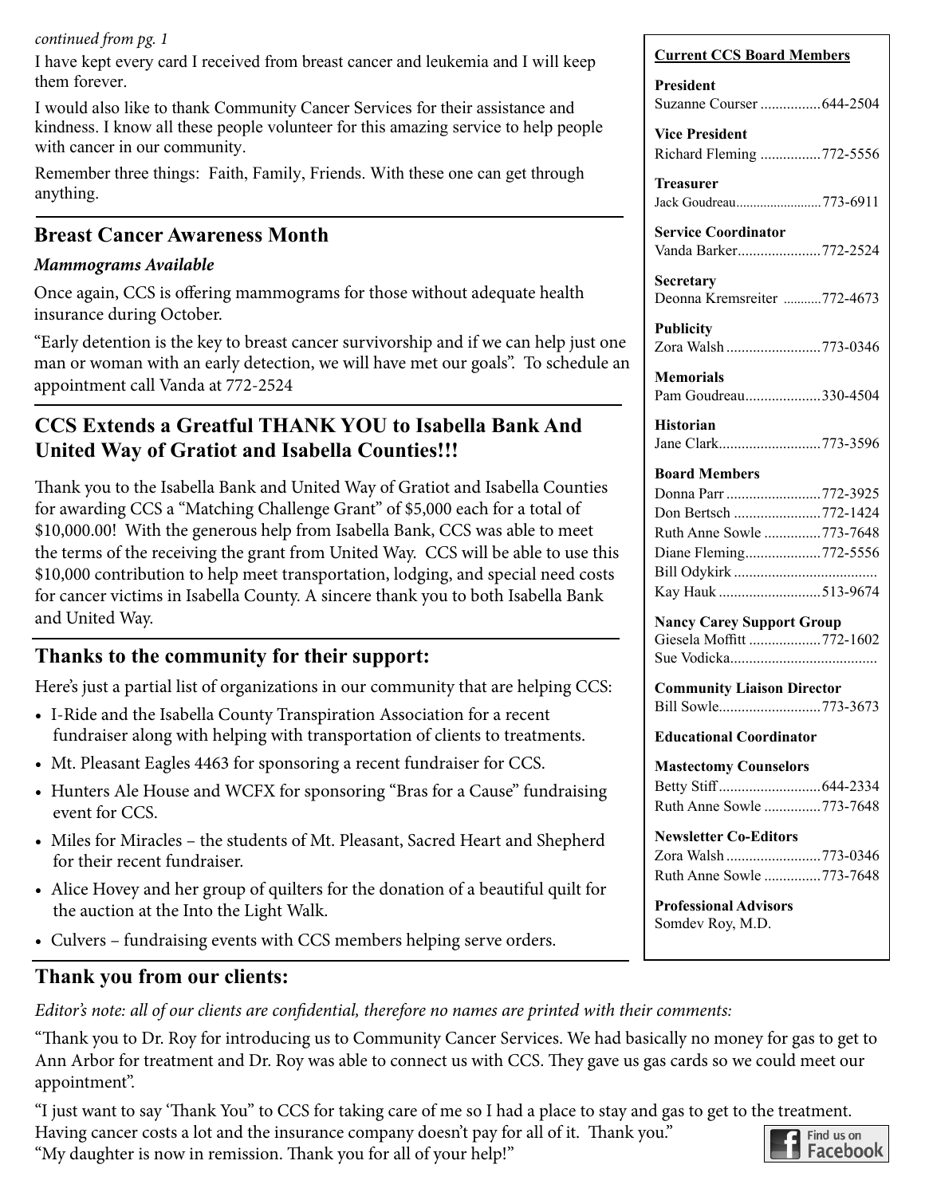*continued from pg. 1*

I have kept every card I received from breast cancer and leukemia and I will keep them forever.

I would also like to thank Community Cancer Services for their assistance and kindness. I know all these people volunteer for this amazing service to help people with cancer in our community.

Remember three things: Faith, Family, Friends. With these one can get through anything.

## Breast Cancer Awareness Month

### *Mammograms Available*

Once again, CCS is offering mammograms for those without adequate health insurance during October.

"Early detention is the key to breast cancer survivorship and if we can help just one man or woman with an early detection, we will have met our goals". To schedule an appointment call Vanda at 772-2524

## CCS Extends a Greatful THANK YOU to Isabella Bank And United Way of Gratiot and Isabella Counties!!!

Thank you to the Isabella Bank and United Way of Gratiot and Isabella Counties for awarding CCS a "Matching Challenge Grant" of $5,000 each for a total of $10,000.00! With the generous help from Isabella Bank, CCS was able to meet the terms of the receiving the grant from United Way. CCS will be able to use this $10,000 contribution to help meet transportation, lodging, and special need costs for cancer victims in Isabella County. A sincere thank you to both Isabella Bank and United Way.

## Thanks to the community for their support:

Here's just a partial list of organizations in our community that are helping CCS:

- I-Ride and the Isabella County Transpiration Association for a recent fundraiser along with helping with transportation of clients to treatments.
- Mt. Pleasant Eagles 4463 for sponsoring a recent fundraiser for CCS.
- Hunters Ale House and WCFX for sponsoring "Bras for a Cause" fundraising event for CCS.
- Miles for Miracles – the students of Mt. Pleasant, Sacred Heart and Shepherd for their recent fundraiser.
- Alice Hovey and her group of quilters for the donation of a beautiful quilt for the auction at the Into the Light Walk.
- Culvers – fundraising events with CCS members helping serve orders.

**Current CCS Board Members**

**President**
Suzanne Courser ................ 644-2504

**Vice President**
Richard Fleming ................ 772-5556

**Treasurer**
Jack Goudreau......................... 773-6911

**Service Coordinator**
Vanda Barker...................... 772-2524

**Secretary**
Deonna Kremsreiter ........... 772-4673

**Publicity**
Zora Walsh ......................... 773-0346

**Memorials**
Pam Goudreau.................... 330-4504

**Historian**
Jane Clark........................... 773-3596

**Board Members**
Donna Parr ......................... 772-3925
Don Bertsch ....................... 772-1424
Ruth Anne Sowle ............... 773-7648
Diane Fleming.................... 772-5556
Bill Odykirk .....................................
Kay Hauk ........................... 513-9674

**Nancy Carey Support Group**
Giesela Moffitt ................... 772-1602
Sue Vodicka......................................

**Community Liaison Director**
Bill Sowle........................... 773-3673

**Educational Coordinator**

**Mastectomy Counselors**
Betty Stiff ........................... 644-2334
Ruth Anne Sowle ............... 773-7648

**Newsletter Co-Editors**
Zora Walsh ......................... 773-0346
Ruth Anne Sowle ............... 773-7648

**Professional Advisors**
Somdev Roy, M.D.

## Thank you from our clients:

*Editor's note: all of our clients are confidential, therefore no names are printed with their comments:*

"Thank you to Dr. Roy for introducing us to Community Cancer Services. We had basically no money for gas to get to Ann Arbor for treatment and Dr. Roy was able to connect us with CCS. They gave us gas cards so we could meet our appointment".

"I just want to say 'Thank You" to CCS for taking care of me so I had a place to stay and gas to get to the treatment. Having cancer costs a lot and the insurance company doesn't pay for all of it. Thank you."

"My daughter is now in remission. Thank you for all of your help!"

Find us on Facebook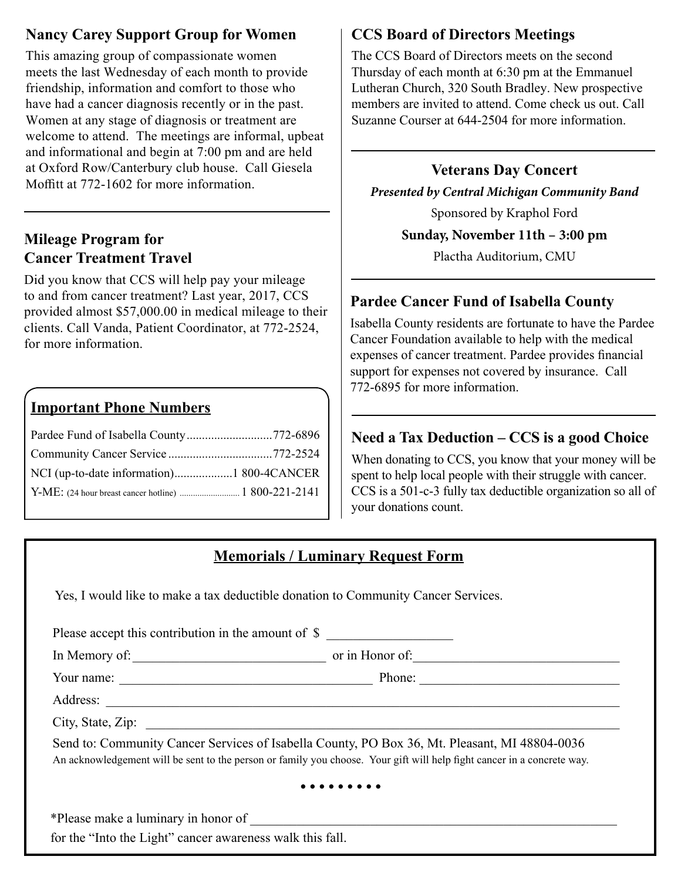## Nancy Carey Support Group for Women

This amazing group of compassionate women meets the last Wednesday of each month to provide friendship, information and comfort to those who have had a cancer diagnosis recently or in the past. Women at any stage of diagnosis or treatment are welcome to attend. The meetings are informal, upbeat and informational and begin at 7:00 pm and are held at Oxford Row/Canterbury club house. Call Giesela Moffitt at 772-1602 for more information.

## Mileage Program for Cancer Treatment Travel

Did you know that CCS will help pay your mileage to and from cancer treatment? Last year, 2017, CCS provided almost $57,000.00 in medical mileage to their clients. Call Vanda, Patient Coordinator, at 772-2524, for more information.

### Important Phone Numbers

Pardee Fund of Isabella County............................772-6896
Community Cancer Service..................................772-2524
NCI (up-to-date information)...................1 800-4CANCER
Y-ME: (24 hour breast cancer hotline) .......................... 1 800-221-2141

## CCS Board of Directors Meetings

The CCS Board of Directors meets on the second Thursday of each month at 6:30 pm at the Emmanuel Lutheran Church, 320 South Bradley. New prospective members are invited to attend. Come check us out. Call Suzanne Courser at 644-2504 for more information.

## Veterans Day Concert

***Presented by Central Michigan Community Band***

Sponsored by Kraphol Ford

**Sunday, November 11th – 3:00 pm**

Plactha Auditorium, CMU

## Pardee Cancer Fund of Isabella County

Isabella County residents are fortunate to have the Pardee Cancer Foundation available to help with the medical expenses of cancer treatment. Pardee provides financial support for expenses not covered by insurance. Call 772-6895 for more information.

## Need a Tax Deduction – CCS is a good Choice

When donating to CCS, you know that your money will be spent to help local people with their struggle with cancer. CCS is a 501-c-3 fully tax deductible organization so all of your donations count.

## Memorials / Luminary Request Form

Yes, I would like to make a tax deductible donation to Community Cancer Services.

Please accept this contribution in the amount of $ __________________

In Memory of: _____________________________ or in Honor of: _______________________________

Your name: ______________________________________ Phone: ______________________________

Address: _______________________________________________________________________________

City, State, Zip: __________________________________________________________________________

Send to: Community Cancer Services of Isabella County, PO Box 36, Mt. Pleasant, MI 48804-0036

An acknowledgement will be sent to the person or family you choose. Your gift will help fight cancer in a concrete way.

• • • • • • • • •

*Please make a luminary in honor of ___________________________________________________________

for the "Into the Light" cancer awareness walk this fall.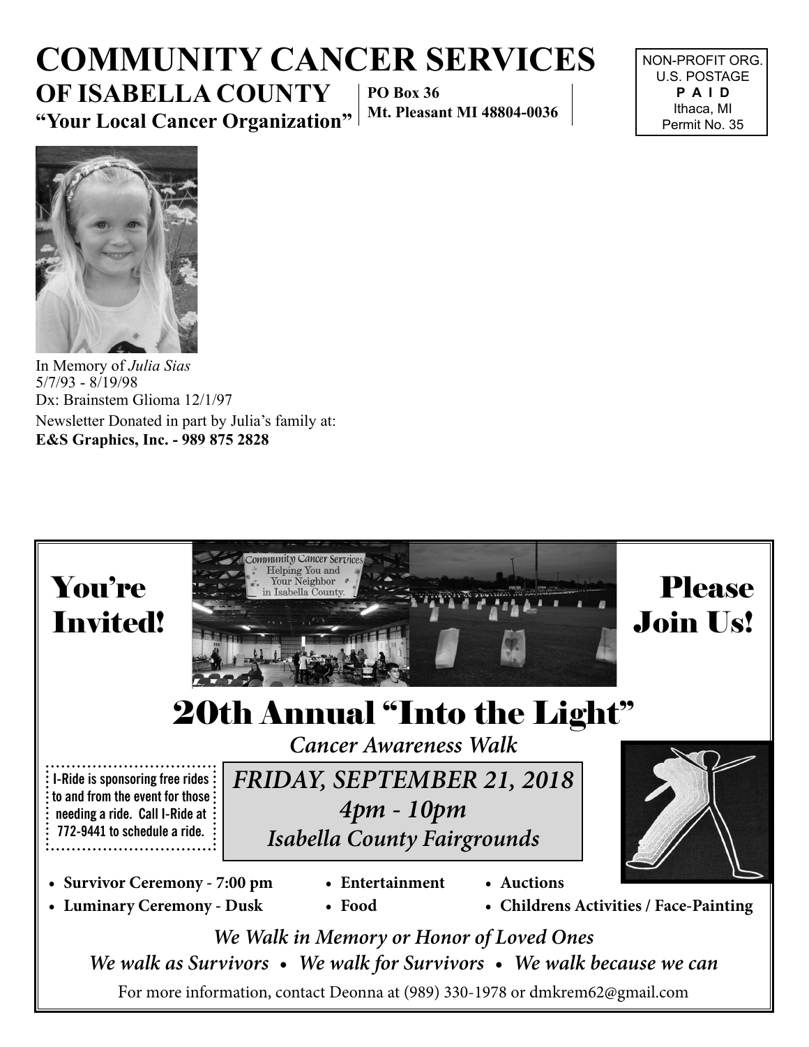# COMMUNITY CANCER SERVICES

## OF ISABELLA COUNTY

**"Your Local Cancer Organization"**

**PO Box 36**
**Mt. Pleasant MI 48804-0036**

NON-PROFIT ORG.
U.S. POSTAGE
**PAID**
Ithaca, MI
Permit No. 35

In Memory of *Julia Sias*
5/7/93 - 8/19/98
Dx: Brainstem Glioma 12/1/97
Newsletter Donated in part by Julia's family at:
**E&S Graphics, Inc. - 989 875 2828**

# You're Invited! Please Join Us!

# 20th Annual "Into the Light"

***Cancer Awareness Walk***

I-Ride is sponsoring free rides to and from the event for those needing a ride. Call I-Ride at 772-9441 to schedule a ride.

***FRIDAY, SEPTEMBER 21, 2018***
***4pm - 10pm***
***Isabella County Fairgrounds***

- **Survivor Ceremony - 7:00 pm**
- **Luminary Ceremony - Dusk**
- **Entertainment**
- **Food**
- **Auctions**
- **Childrens Activities / Face-Painting**

*We Walk in Memory or Honor of Loved Ones*
*We walk as Survivors • We walk for Survivors • We walk because we can*

For more information, contact Deonna at (989) 330-1978 or dmkrem62@gmail.com